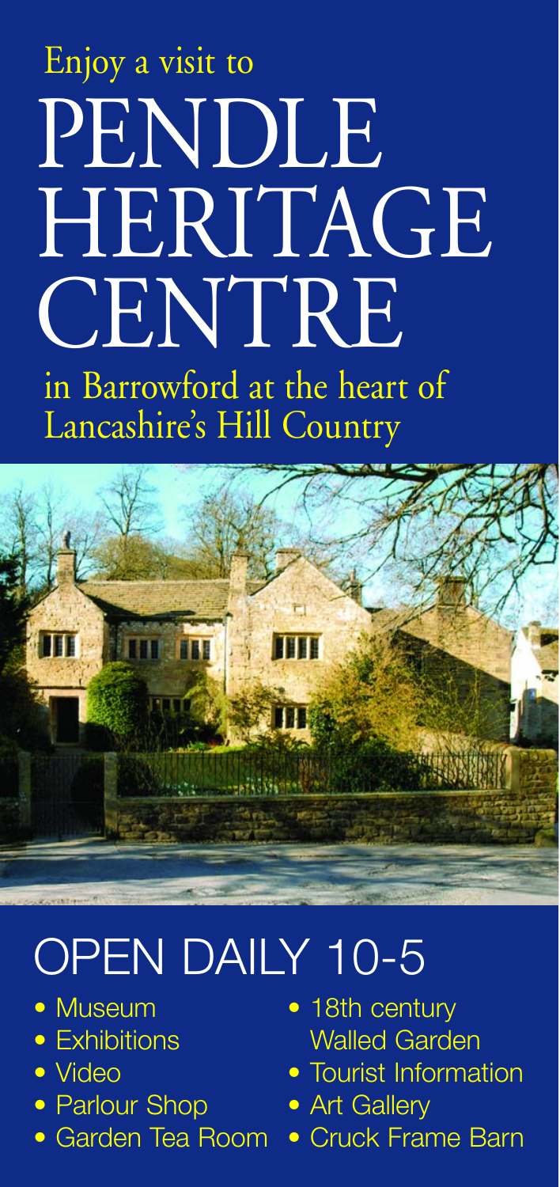Enjoy a visit to

# PENDLE HERITAGE CENTRE

in Barrowford at the heart of Lancashire's Hill Country

## OPEN DAILY 10-5

- Museum
- Exhibitions
- Video
- Parlour Shop
- Garden Tea Room
- 18th century Walled Garden
- Tourist Information
- Art Gallery
- Cruck Frame Barn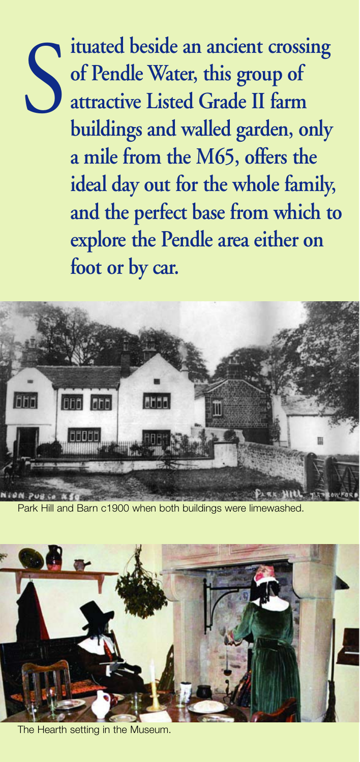**Situated beside an ancient crossing of Pendle Water, this group of attractive Listed Grade II farm buildings and walled garden, only a mile from the M65, offers the ideal day out for the whole family, and the perfect base from which to explore the Pendle area either on foot or by car.**

Park Hill and Barn c1900 when both buildings were limewashed.

The Hearth setting in the Museum.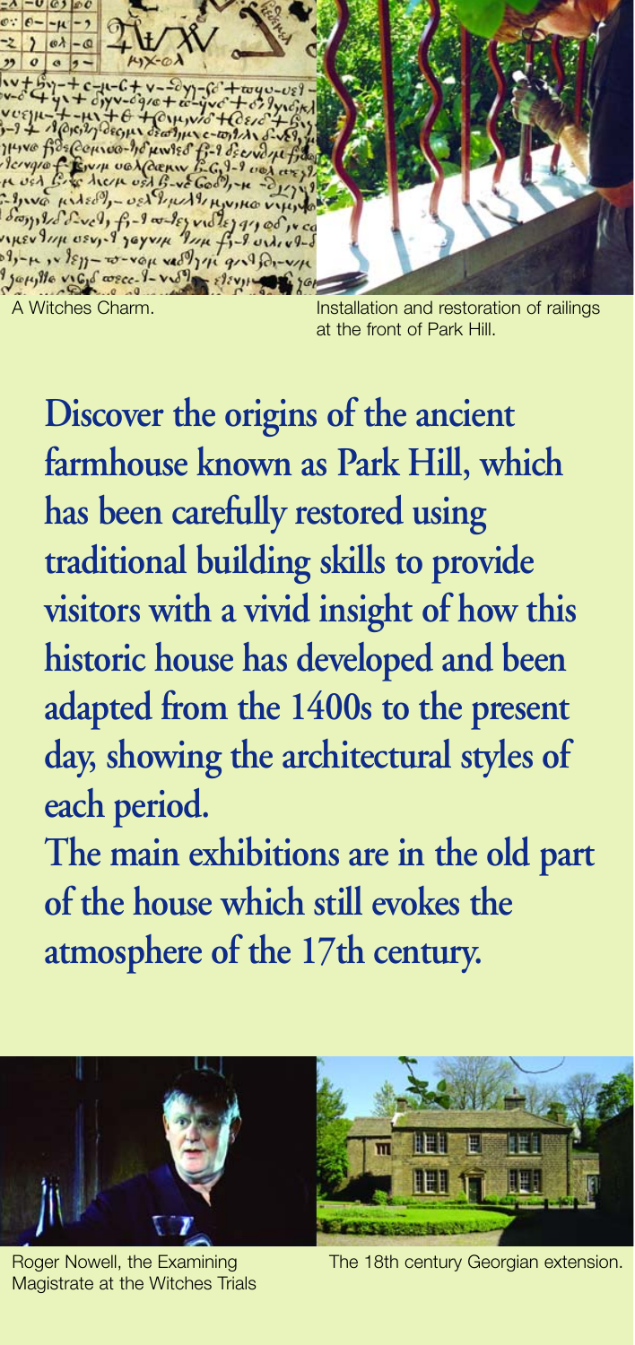A Witches Charm.

Installation and restoration of railings at the front of Park Hill.

**Discover the origins of the ancient farmhouse known as Park Hill, which has been carefully restored using traditional building skills to provide visitors with a vivid insight of how this historic house has developed and been adapted from the 1400s to the present day, showing the architectural styles of each period.**

**The main exhibitions are in the old part of the house which still evokes the atmosphere of the 17th century.**

Roger Nowell, the Examining Magistrate at the Witches Trials

The 18th century Georgian extension.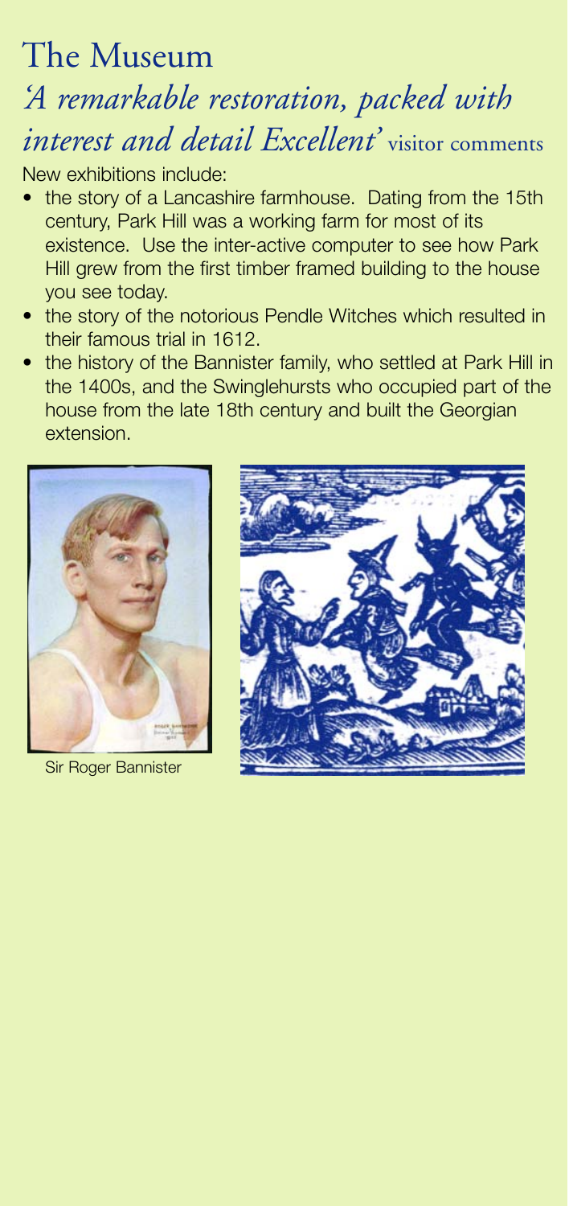# The Museum

## *'A remarkable restoration, packed with interest and detail Excellent'* visitor comments

New exhibitions include:

- the story of a Lancashire farmhouse. Dating from the 15th century, Park Hill was a working farm for most of its existence. Use the inter-active computer to see how Park Hill grew from the first timber framed building to the house you see today.
- the story of the notorious Pendle Witches which resulted in their famous trial in 1612.
- the history of the Bannister family, who settled at Park Hill in the 1400s, and the Swinglehursts who occupied part of the house from the late 18th century and built the Georgian extension.

Sir Roger Bannister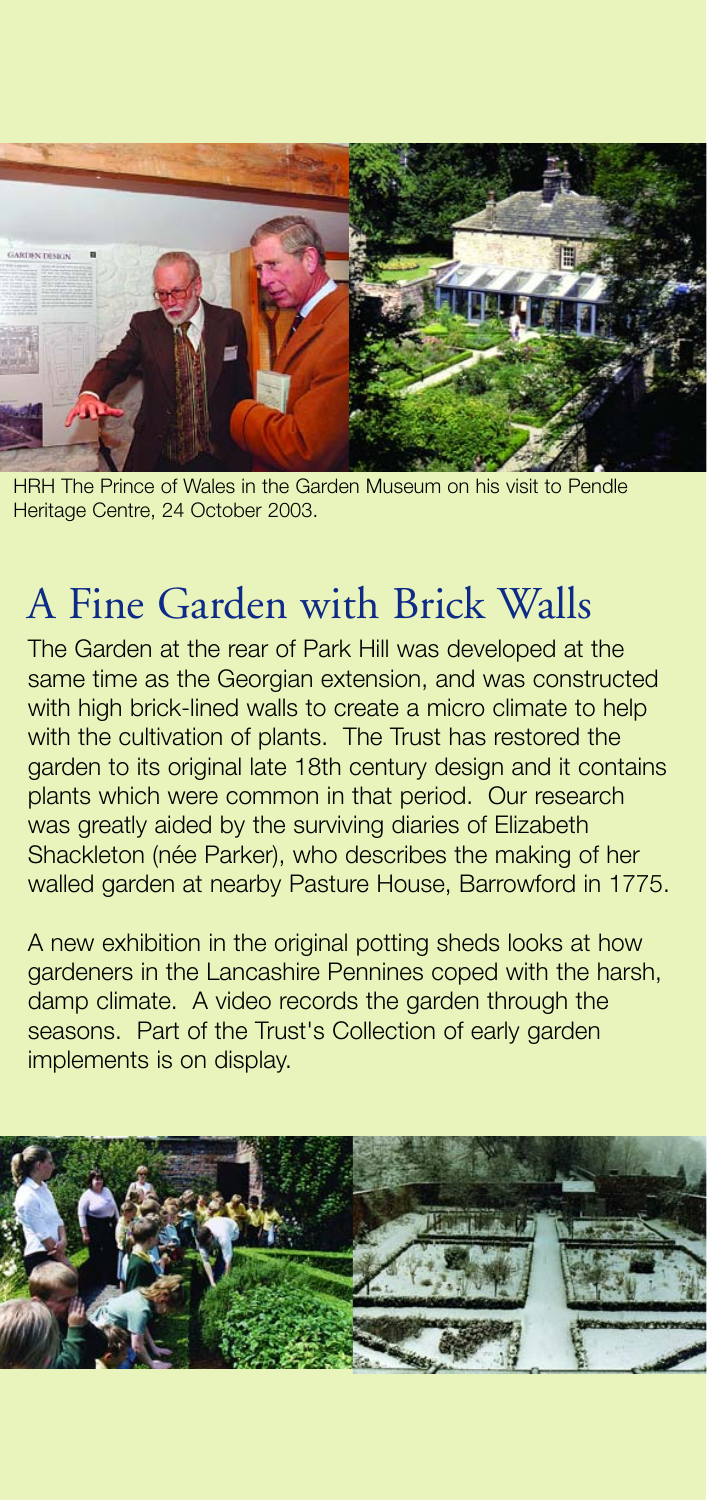HRH The Prince of Wales in the Garden Museum on his visit to Pendle Heritage Centre, 24 October 2003.

# A Fine Garden with Brick Walls

The Garden at the rear of Park Hill was developed at the same time as the Georgian extension, and was constructed with high brick-lined walls to create a micro climate to help with the cultivation of plants. The Trust has restored the garden to its original late 18th century design and it contains plants which were common in that period. Our research was greatly aided by the surviving diaries of Elizabeth Shackleton (née Parker), who describes the making of her walled garden at nearby Pasture House, Barrowford in 1775.

A new exhibition in the original potting sheds looks at how gardeners in the Lancashire Pennines coped with the harsh, damp climate. A video records the garden through the seasons. Part of the Trust's Collection of early garden implements is on display.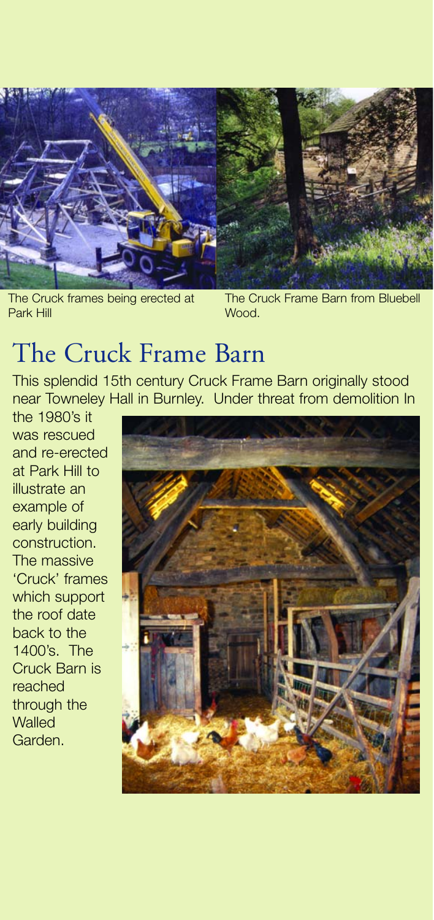The Cruck frames being erected at Park Hill

The Cruck Frame Barn from Bluebell Wood.

# The Cruck Frame Barn

This splendid 15th century Cruck Frame Barn originally stood near Towneley Hall in Burnley. Under threat from demolition In the 1980's it was rescued and re-erected at Park Hill to illustrate an example of early building construction. The massive 'Cruck' frames which support the roof date back to the 1400's. The Cruck Barn is reached through the Walled Garden.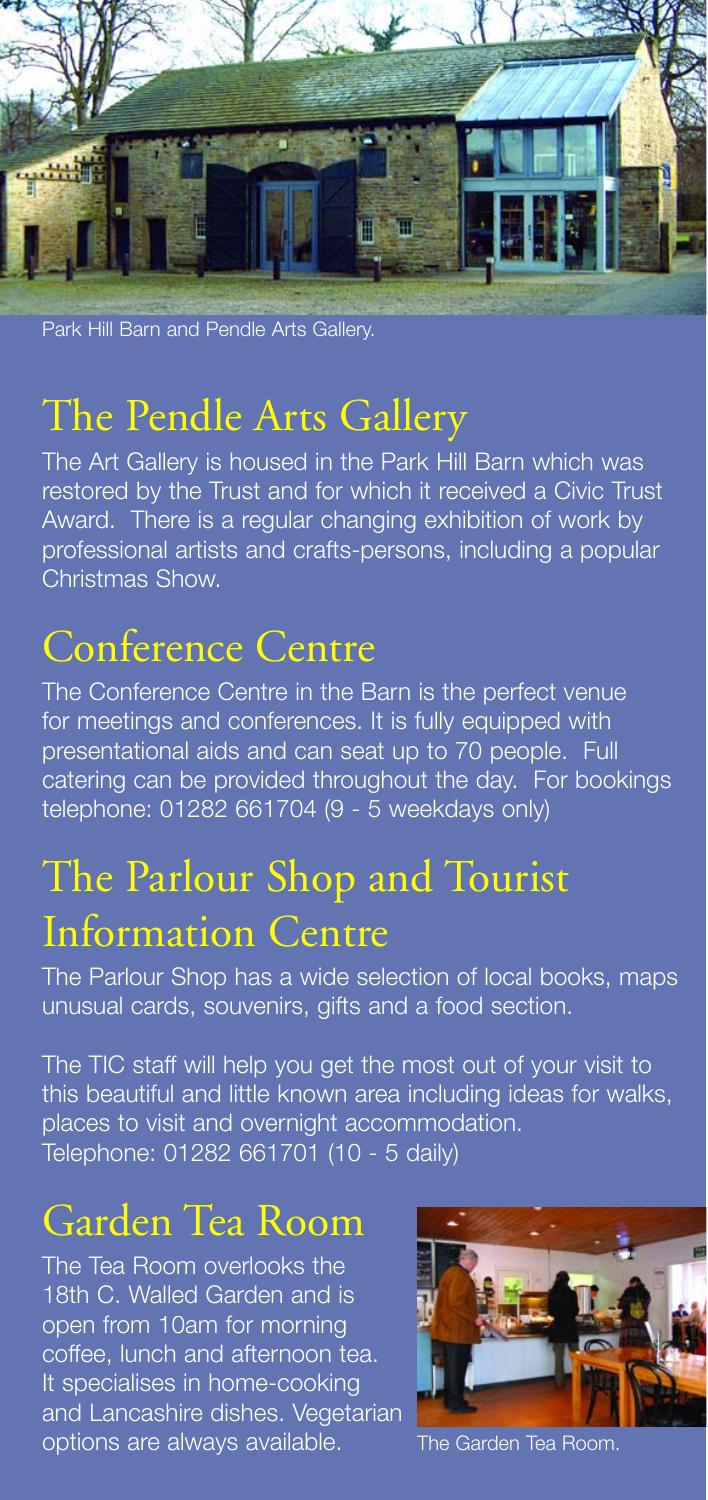Park Hill Barn and Pendle Arts Gallery.

## The Pendle Arts Gallery

The Art Gallery is housed in the Park Hill Barn which was restored by the Trust and for which it received a Civic Trust Award. There is a regular changing exhibition of work by professional artists and crafts-persons, including a popular Christmas Show.

## Conference Centre

The Conference Centre in the Barn is the perfect venue for meetings and conferences. It is fully equipped with presentational aids and can seat up to 70 people. Full catering can be provided throughout the day. For bookings telephone: 01282 661704 (9 - 5 weekdays only)

## The Parlour Shop and Tourist Information Centre

The Parlour Shop has a wide selection of local books, maps unusual cards, souvenirs, gifts and a food section.

The TIC staff will help you get the most out of your visit to this beautiful and little known area including ideas for walks, places to visit and overnight accommodation.
Telephone: 01282 661701 (10 - 5 daily)

## Garden Tea Room

The Tea Room overlooks the 18th C. Walled Garden and is open from 10am for morning coffee, lunch and afternoon tea. It specialises in home-cooking and Lancashire dishes. Vegetarian options are always available.

The Garden Tea Room.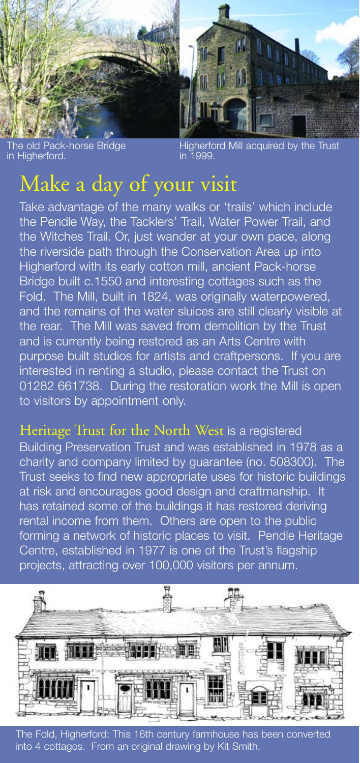The old Pack-horse Bridge in Higherford.

Higherford Mill acquired by the Trust in 1999.

# Make a day of your visit

Take advantage of the many walks or 'trails' which include the Pendle Way, the Tacklers' Trail, Water Power Trail, and the Witches Trail. Or, just wander at your own pace, along the riverside path through the Conservation Area up into Higherford with its early cotton mill, ancient Pack-horse Bridge built c.1550 and interesting cottages such as the Fold. The Mill, built in 1824, was originally waterpowered, and the remains of the water sluices are still clearly visible at the rear. The Mill was saved from demolition by the Trust and is currently being restored as an Arts Centre with purpose built studios for artists and craftpersons. If you are interested in renting a studio, please contact the Trust on 01282 661738. During the restoration work the Mill is open to visitors by appointment only.

Heritage Trust for the North West is a registered Building Preservation Trust and was established in 1978 as a charity and company limited by guarantee (no. 508300). The Trust seeks to find new appropriate uses for historic buildings at risk and encourages good design and craftmanship. It has retained some of the buildings it has restored deriving rental income from them. Others are open to the public forming a network of historic places to visit. Pendle Heritage Centre, established in 1977 is one of the Trust's flagship projects, attracting over 100,000 visitors per annum.

The Fold, Higherford: This 16th century farmhouse has been converted into 4 cottages. From an original drawing by Kit Smith.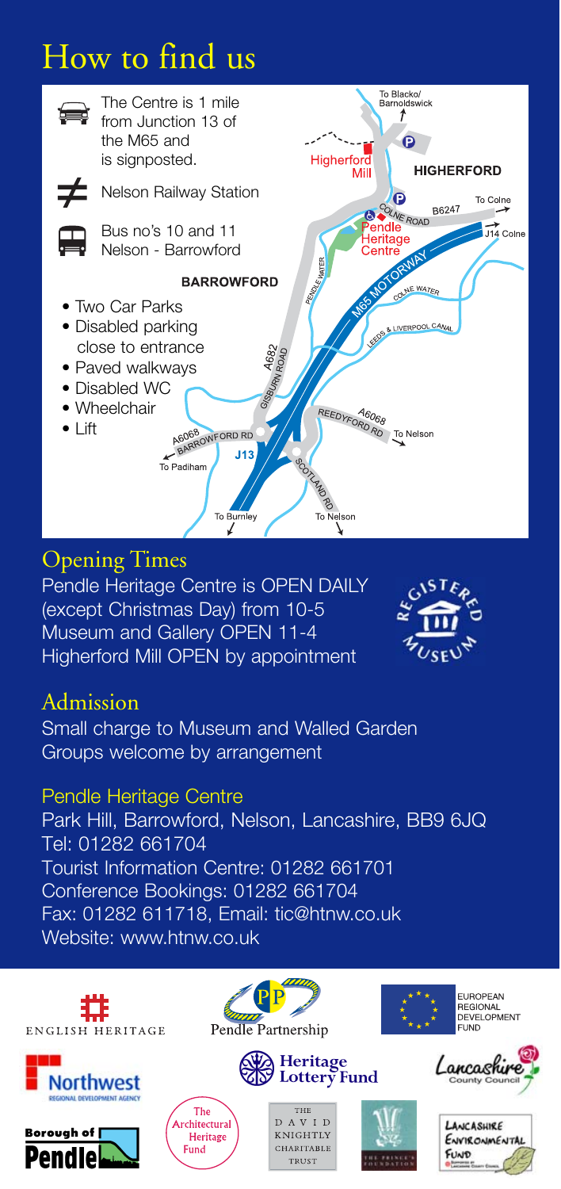# How to find us

The Centre is 1 mile from Junction 13 of the M65 and is signposted.

Nelson Railway Station

Bus no's 10 and 11 Nelson - Barrowford

- Two Car Parks
- Disabled parking close to entrance
- Paved walkways
- Disabled WC
- Wheelchair
- Lift

To Blacko/ Barnoldswick

Higherford Mill

HIGHERFORD

To Colne

B6247

COLNE ROAD

J14 Colne

Pendle Heritage Centre

PENDLE WATER

M65 MOTORWAY

COLNE WATER

BARROWFORD

LEEDS & LIVERPOOL CANAL

A682 GISBURN ROAD

A6068 REEDYFORD RD

To Nelson

A6068 BARROWFORD RD

To Padiham

J13

SCOTLAND RD

To Burnley

To Nelson

## Opening Times

Pendle Heritage Centre is OPEN DAILY (except Christmas Day) from 10-5
Museum and Gallery OPEN 11-4
Higherford Mill OPEN by appointment

REGISTERED MUSEUM

## Admission

Small charge to Museum and Walled Garden
Groups welcome by arrangement

### Pendle Heritage Centre

Park Hill, Barrowford, Nelson, Lancashire, BB9 6JQ
Tel: 01282 661704
Tourist Information Centre: 01282 661701
Conference Bookings: 01282 661704
Fax: 01282 611718, Email: tic@htnw.co.uk
Website: www.htnw.co.uk

ENGLISH HERITAGE

Pendle Partnership

EUROPEAN REGIONAL DEVELOPMENT FUND

Northwest REGIONAL DEVELOPMENT AGENCY

Heritage Lottery Fund

Lancashire County Council

Borough of Pendle

The Architectural Heritage Fund

THE DAVID KNIGHTLY CHARITABLE TRUST

THE PRINCE'S FOUNDATION

LANCASHIRE ENVIRONMENTAL FUND